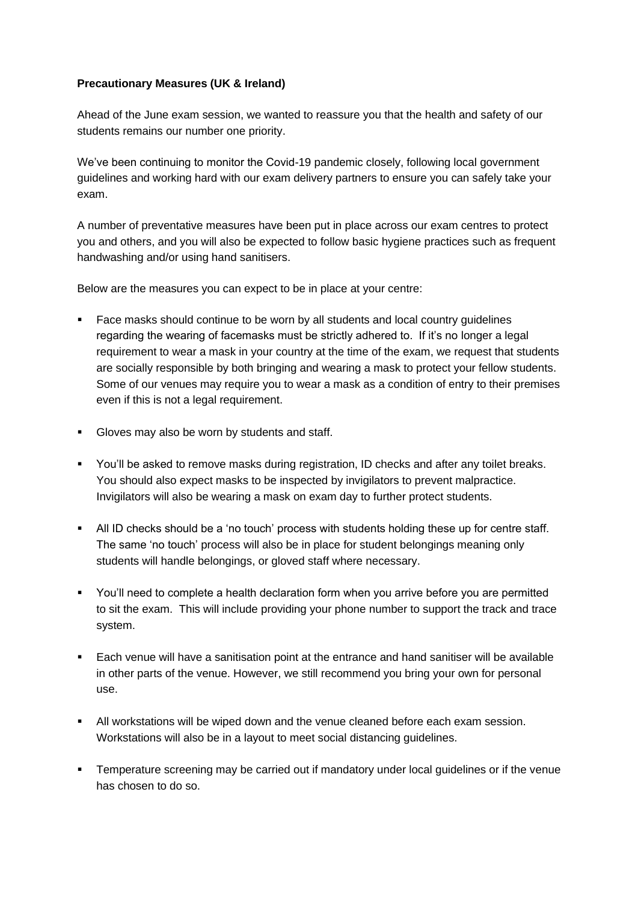**Precautionary Measures (UK & Ireland)**

Ahead of the June exam session, we wanted to reassure you that the health and safety of our students remains our number one priority.

We've been continuing to monitor the Covid-19 pandemic closely, following local government guidelines and working hard with our exam delivery partners to ensure you can safely take your exam.

A number of preventative measures have been put in place across our exam centres to protect you and others, and you will also be expected to follow basic hygiene practices such as frequent handwashing and/or using hand sanitisers.

Below are the measures you can expect to be in place at your centre:

- Face masks should continue to be worn by all students and local country guidelines regarding the wearing of facemasks must be strictly adhered to. If it's no longer a legal requirement to wear a mask in your country at the time of the exam, we request that students are socially responsible by both bringing and wearing a mask to protect your fellow students. Some of our venues may require you to wear a mask as a condition of entry to their premises even if this is not a legal requirement.
- Gloves may also be worn by students and staff.
- You'll be asked to remove masks during registration, ID checks and after any toilet breaks. You should also expect masks to be inspected by invigilators to prevent malpractice. Invigilators will also be wearing a mask on exam day to further protect students.
- All ID checks should be a 'no touch' process with students holding these up for centre staff. The same 'no touch' process will also be in place for student belongings meaning only students will handle belongings, or gloved staff where necessary.
- You'll need to complete a health declaration form when you arrive before you are permitted to sit the exam. This will include providing your phone number to support the track and trace system.
- Each venue will have a sanitisation point at the entrance and hand sanitiser will be available in other parts of the venue. However, we still recommend you bring your own for personal use.
- All workstations will be wiped down and the venue cleaned before each exam session. Workstations will also be in a layout to meet social distancing guidelines.
- Temperature screening may be carried out if mandatory under local guidelines or if the venue has chosen to do so.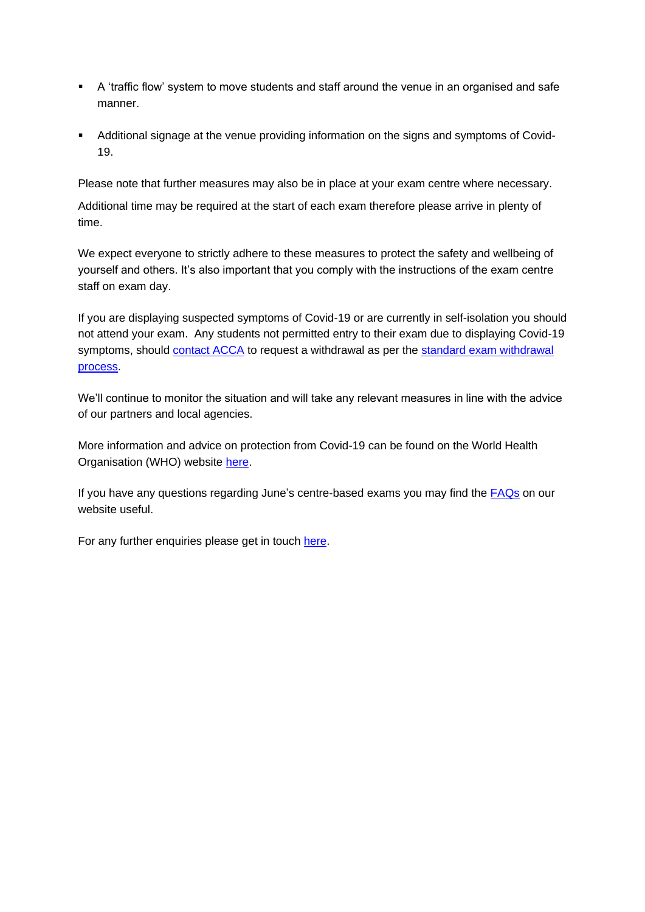- A 'traffic flow' system to move students and staff around the venue in an organised and safe manner.

- Additional signage at the venue providing information on the signs and symptoms of Covid-19.

Please note that further measures may also be in place at your exam centre where necessary.

Additional time may be required at the start of each exam therefore please arrive in plenty of time.

We expect everyone to strictly adhere to these measures to protect the safety and wellbeing of yourself and others. It's also important that you comply with the instructions of the exam centre staff on exam day.

If you are displaying suspected symptoms of Covid-19 or are currently in self-isolation you should not attend your exam. Any students not permitted entry to their exam due to displaying Covid-19 symptoms, should contact ACCA to request a withdrawal as per the standard exam withdrawal process.

We'll continue to monitor the situation and will take any relevant measures in line with the advice of our partners and local agencies.

More information and advice on protection from Covid-19 can be found on the World Health Organisation (WHO) website here.

If you have any questions regarding June's centre-based exams you may find the FAQs on our website useful.

For any further enquiries please get in touch here.